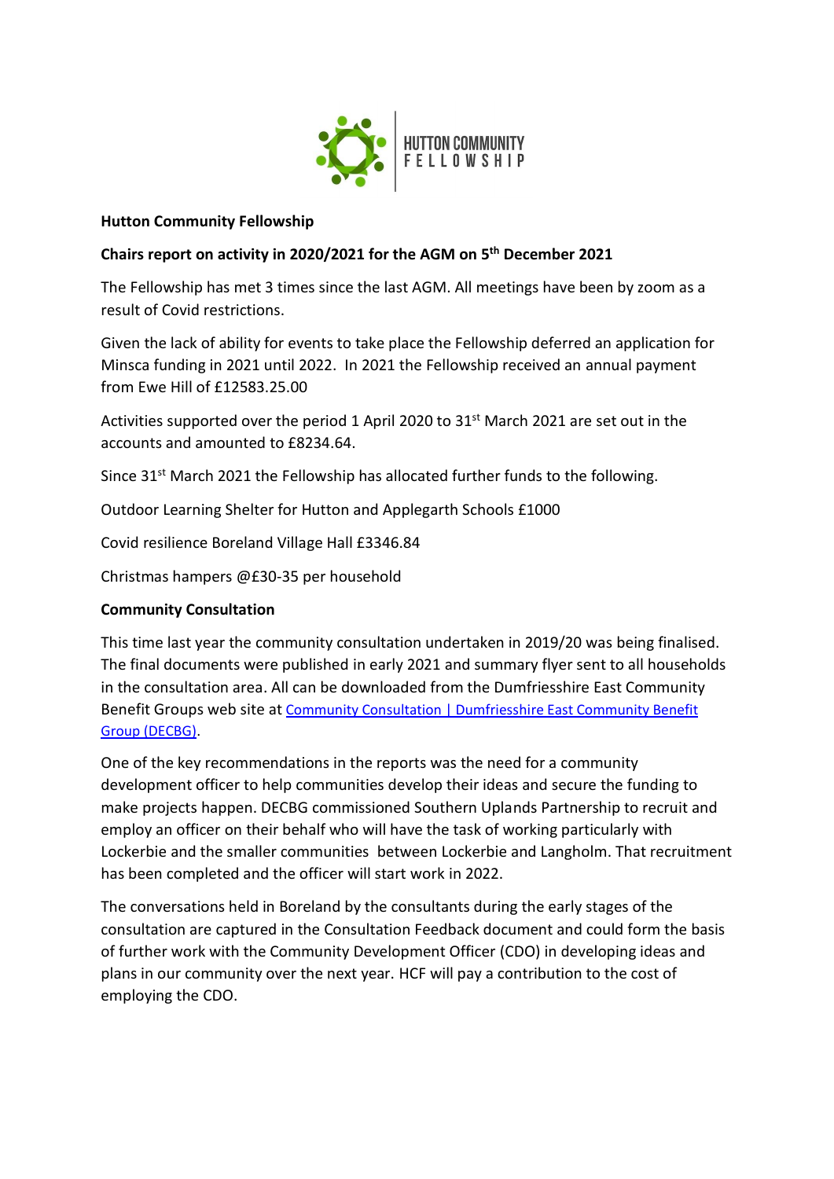**Hutton Community Fellowship**

**Chairs report on activity in 2020/2021 for the AGM on 5th December 2021**

The Fellowship has met 3 times since the last AGM. All meetings have been by zoom as a result of Covid restrictions.

Given the lack of ability for events to take place the Fellowship deferred an application for Minsca funding in 2021 until 2022. In 2021 the Fellowship received an annual payment from Ewe Hill of £12583.25.00

Activities supported over the period 1 April 2020 to 31st March 2021 are set out in the accounts and amounted to £8234.64.

Since 31st March 2021 the Fellowship has allocated further funds to the following.

Outdoor Learning Shelter for Hutton and Applegarth Schools £1000

Covid resilience Boreland Village Hall £3346.84

Christmas hampers @£30-35 per household

**Community Consultation**

This time last year the community consultation undertaken in 2019/20 was being finalised. The final documents were published in early 2021 and summary flyer sent to all households in the consultation area. All can be downloaded from the Dumfriesshire East Community Benefit Groups web site at Community Consultation | Dumfriesshire East Community Benefit Group (DECBG).

One of the key recommendations in the reports was the need for a community development officer to help communities develop their ideas and secure the funding to make projects happen. DECBG commissioned Southern Uplands Partnership to recruit and employ an officer on their behalf who will have the task of working particularly with Lockerbie and the smaller communities between Lockerbie and Langholm. That recruitment has been completed and the officer will start work in 2022.

The conversations held in Boreland by the consultants during the early stages of the consultation are captured in the Consultation Feedback document and could form the basis of further work with the Community Development Officer (CDO) in developing ideas and plans in our community over the next year. HCF will pay a contribution to the cost of employing the CDO.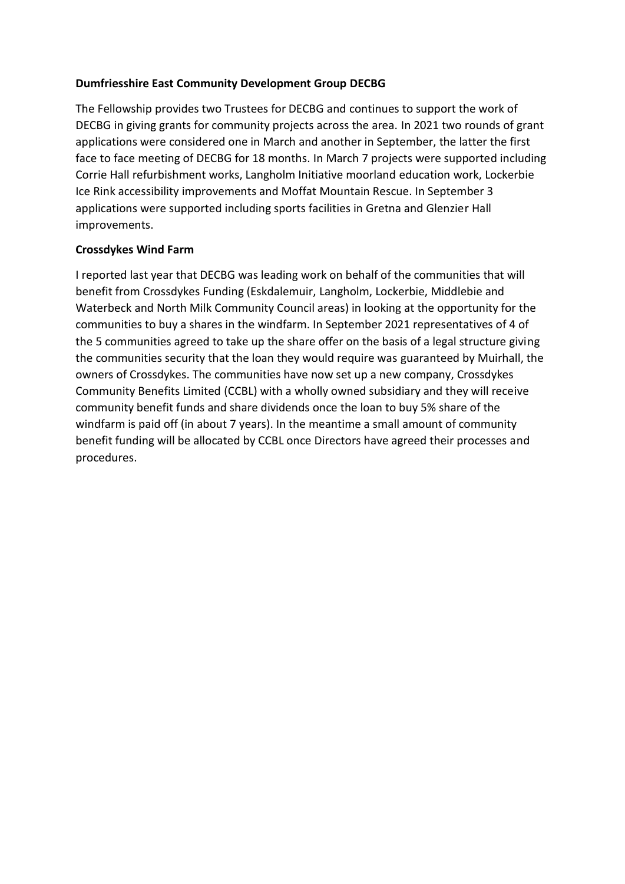**Dumfriesshire East Community Development Group DECBG**

The Fellowship provides two Trustees for DECBG and continues to support the work of DECBG in giving grants for community projects across the area. In 2021 two rounds of grant applications were considered one in March and another in September, the latter the first face to face meeting of DECBG for 18 months. In March 7 projects were supported including Corrie Hall refurbishment works, Langholm Initiative moorland education work, Lockerbie Ice Rink accessibility improvements and Moffat Mountain Rescue. In September 3 applications were supported including sports facilities in Gretna and Glenzier Hall improvements.

**Crossdykes Wind Farm**

I reported last year that DECBG was leading work on behalf of the communities that will benefit from Crossdykes Funding (Eskdalemuir, Langholm, Lockerbie, Middlebie and Waterbeck and North Milk Community Council areas) in looking at the opportunity for the communities to buy a shares in the windfarm. In September 2021 representatives of 4 of the 5 communities agreed to take up the share offer on the basis of a legal structure giving the communities security that the loan they would require was guaranteed by Muirhall, the owners of Crossdykes. The communities have now set up a new company, Crossdykes Community Benefits Limited (CCBL) with a wholly owned subsidiary and they will receive community benefit funds and share dividends once the loan to buy 5% share of the windfarm is paid off (in about 7 years). In the meantime a small amount of community benefit funding will be allocated by CCBL once Directors have agreed their processes and procedures.